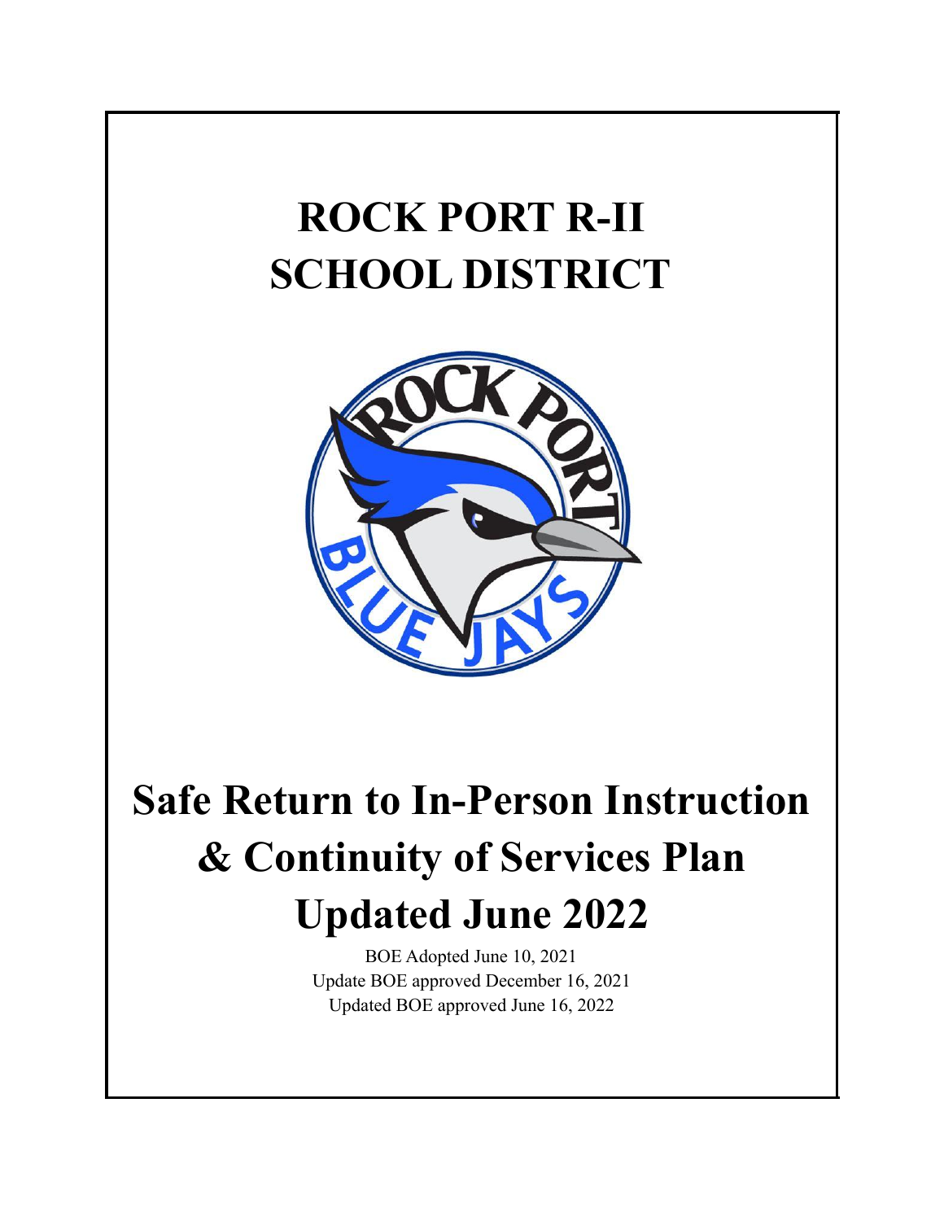# ROCK PORT R-II SCHOOL DISTRICT

# Safe Return to In-Person Instruction & Continuity of Services Plan Updated June 2022

BOE Adopted June 10, 2021
Update BOE approved December 16, 2021
Updated BOE approved June 16, 2022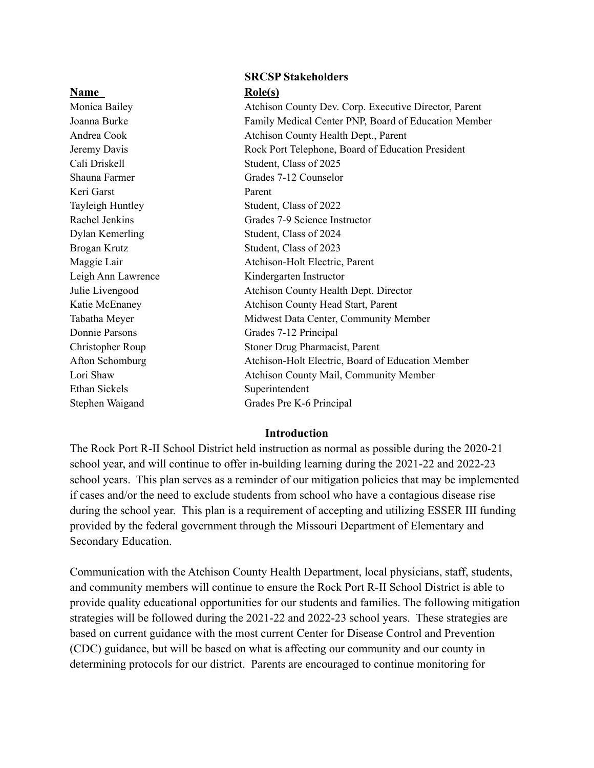## SRCSP Stakeholders

| Name | Role(s) |
|---|---|
| Monica Bailey | Atchison County Dev. Corp. Executive Director, Parent |
| Joanna Burke | Family Medical Center PNP, Board of Education Member |
| Andrea Cook | Atchison County Health Dept., Parent |
| Jeremy Davis | Rock Port Telephone, Board of Education President |
| Cali Driskell | Student, Class of 2025 |
| Shauna Farmer | Grades 7-12 Counselor |
| Keri Garst | Parent |
| Tayleigh Huntley | Student, Class of 2022 |
| Rachel Jenkins | Grades 7-9 Science Instructor |
| Dylan Kemerling | Student, Class of 2024 |
| Brogan Krutz | Student, Class of 2023 |
| Maggie Lair | Atchison-Holt Electric, Parent |
| Leigh Ann Lawrence | Kindergarten Instructor |
| Julie Livengood | Atchison County Health Dept. Director |
| Katie McEnaney | Atchison County Head Start, Parent |
| Tabatha Meyer | Midwest Data Center, Community Member |
| Donnie Parsons | Grades 7-12 Principal |
| Christopher Roup | Stoner Drug Pharmacist, Parent |
| Afton Schomburg | Atchison-Holt Electric, Board of Education Member |
| Lori Shaw | Atchison County Mail, Community Member |
| Ethan Sickels | Superintendent |
| Stephen Waigand | Grades Pre K-6 Principal |

## Introduction

The Rock Port R-II School District held instruction as normal as possible during the 2020-21 school year, and will continue to offer in-building learning during the 2021-22 and 2022-23 school years. This plan serves as a reminder of our mitigation policies that may be implemented if cases and/or the need to exclude students from school who have a contagious disease rise during the school year. This plan is a requirement of accepting and utilizing ESSER III funding provided by the federal government through the Missouri Department of Elementary and Secondary Education.

Communication with the Atchison County Health Department, local physicians, staff, students, and community members will continue to ensure the Rock Port R-II School District is able to provide quality educational opportunities for our students and families. The following mitigation strategies will be followed during the 2021-22 and 2022-23 school years. These strategies are based on current guidance with the most current Center for Disease Control and Prevention (CDC) guidance, but will be based on what is affecting our community and our county in determining protocols for our district. Parents are encouraged to continue monitoring for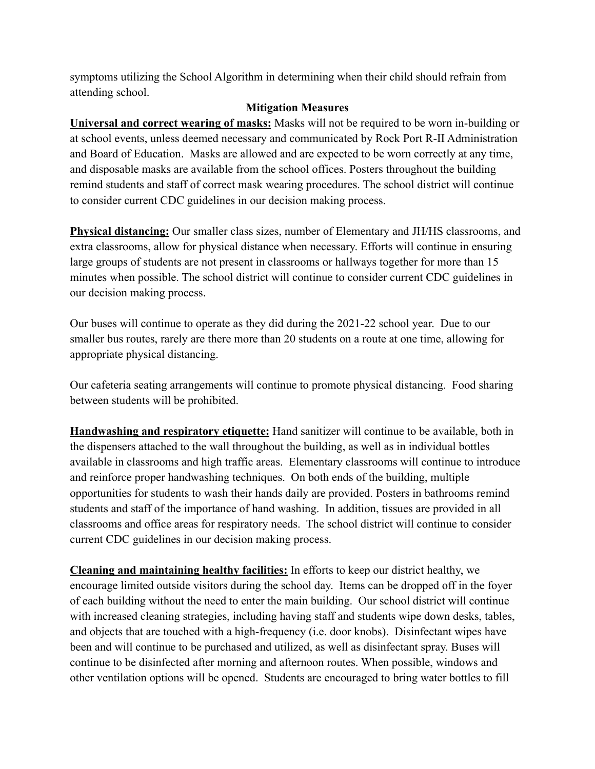symptoms utilizing the School Algorithm in determining when their child should refrain from attending school.

## Mitigation Measures

**Universal and correct wearing of masks:** Masks will not be required to be worn in-building or at school events, unless deemed necessary and communicated by Rock Port R-II Administration and Board of Education. Masks are allowed and are expected to be worn correctly at any time, and disposable masks are available from the school offices. Posters throughout the building remind students and staff of correct mask wearing procedures. The school district will continue to consider current CDC guidelines in our decision making process.

**Physical distancing:** Our smaller class sizes, number of Elementary and JH/HS classrooms, and extra classrooms, allow for physical distance when necessary. Efforts will continue in ensuring large groups of students are not present in classrooms or hallways together for more than 15 minutes when possible. The school district will continue to consider current CDC guidelines in our decision making process.

Our buses will continue to operate as they did during the 2021-22 school year. Due to our smaller bus routes, rarely are there more than 20 students on a route at one time, allowing for appropriate physical distancing.

Our cafeteria seating arrangements will continue to promote physical distancing. Food sharing between students will be prohibited.

**Handwashing and respiratory etiquette:** Hand sanitizer will continue to be available, both in the dispensers attached to the wall throughout the building, as well as in individual bottles available in classrooms and high traffic areas. Elementary classrooms will continue to introduce and reinforce proper handwashing techniques. On both ends of the building, multiple opportunities for students to wash their hands daily are provided. Posters in bathrooms remind students and staff of the importance of hand washing. In addition, tissues are provided in all classrooms and office areas for respiratory needs. The school district will continue to consider current CDC guidelines in our decision making process.

**Cleaning and maintaining healthy facilities:** In efforts to keep our district healthy, we encourage limited outside visitors during the school day. Items can be dropped off in the foyer of each building without the need to enter the main building. Our school district will continue with increased cleaning strategies, including having staff and students wipe down desks, tables, and objects that are touched with a high-frequency (i.e. door knobs). Disinfectant wipes have been and will continue to be purchased and utilized, as well as disinfectant spray. Buses will continue to be disinfected after morning and afternoon routes. When possible, windows and other ventilation options will be opened. Students are encouraged to bring water bottles to fill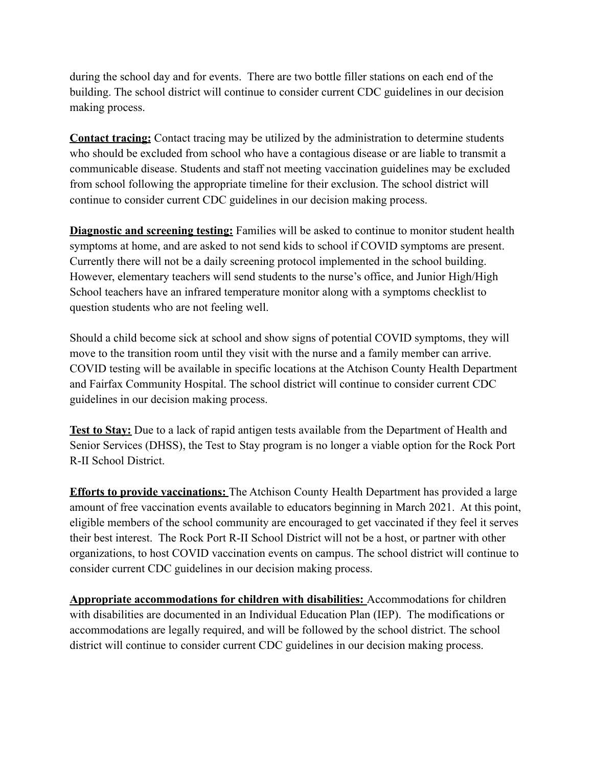during the school day and for events. There are two bottle filler stations on each end of the building. The school district will continue to consider current CDC guidelines in our decision making process.

**Contact tracing:** Contact tracing may be utilized by the administration to determine students who should be excluded from school who have a contagious disease or are liable to transmit a communicable disease. Students and staff not meeting vaccination guidelines may be excluded from school following the appropriate timeline for their exclusion. The school district will continue to consider current CDC guidelines in our decision making process.

**Diagnostic and screening testing:** Families will be asked to continue to monitor student health symptoms at home, and are asked to not send kids to school if COVID symptoms are present. Currently there will not be a daily screening protocol implemented in the school building. However, elementary teachers will send students to the nurse's office, and Junior High/High School teachers have an infrared temperature monitor along with a symptoms checklist to question students who are not feeling well.

Should a child become sick at school and show signs of potential COVID symptoms, they will move to the transition room until they visit with the nurse and a family member can arrive. COVID testing will be available in specific locations at the Atchison County Health Department and Fairfax Community Hospital. The school district will continue to consider current CDC guidelines in our decision making process.

**Test to Stay:** Due to a lack of rapid antigen tests available from the Department of Health and Senior Services (DHSS), the Test to Stay program is no longer a viable option for the Rock Port R-II School District.

**Efforts to provide vaccinations:** The Atchison County Health Department has provided a large amount of free vaccination events available to educators beginning in March 2021. At this point, eligible members of the school community are encouraged to get vaccinated if they feel it serves their best interest. The Rock Port R-II School District will not be a host, or partner with other organizations, to host COVID vaccination events on campus. The school district will continue to consider current CDC guidelines in our decision making process.

**Appropriate accommodations for children with disabilities:** Accommodations for children with disabilities are documented in an Individual Education Plan (IEP). The modifications or accommodations are legally required, and will be followed by the school district. The school district will continue to consider current CDC guidelines in our decision making process.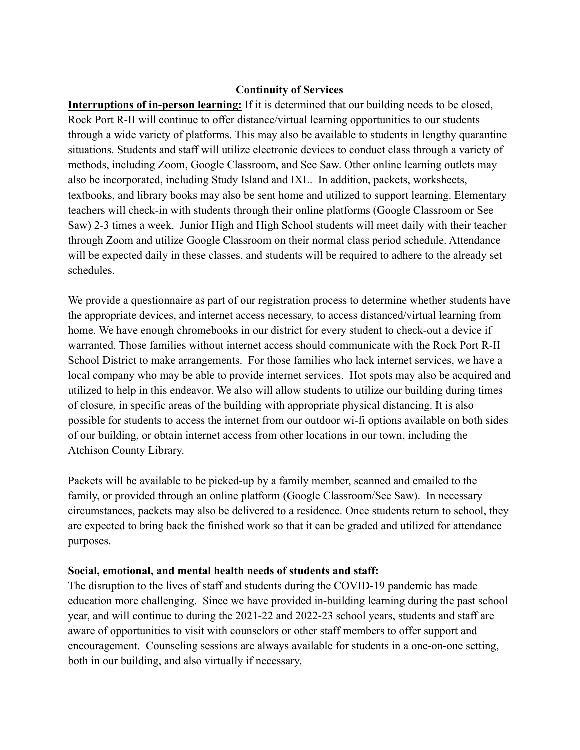## Continuity of Services

**Interruptions of in-person learning:** If it is determined that our building needs to be closed, Rock Port R-II will continue to offer distance/virtual learning opportunities to our students through a wide variety of platforms. This may also be available to students in lengthy quarantine situations. Students and staff will utilize electronic devices to conduct class through a variety of methods, including Zoom, Google Classroom, and See Saw. Other online learning outlets may also be incorporated, including Study Island and IXL. In addition, packets, worksheets, textbooks, and library books may also be sent home and utilized to support learning. Elementary teachers will check-in with students through their online platforms (Google Classroom or See Saw) 2-3 times a week. Junior High and High School students will meet daily with their teacher through Zoom and utilize Google Classroom on their normal class period schedule. Attendance will be expected daily in these classes, and students will be required to adhere to the already set schedules.

We provide a questionnaire as part of our registration process to determine whether students have the appropriate devices, and internet access necessary, to access distanced/virtual learning from home. We have enough chromebooks in our district for every student to check-out a device if warranted. Those families without internet access should communicate with the Rock Port R-II School District to make arrangements. For those families who lack internet services, we have a local company who may be able to provide internet services. Hot spots may also be acquired and utilized to help in this endeavor. We also will allow students to utilize our building during times of closure, in specific areas of the building with appropriate physical distancing. It is also possible for students to access the internet from our outdoor wi-fi options available on both sides of our building, or obtain internet access from other locations in our town, including the Atchison County Library.

Packets will be available to be picked-up by a family member, scanned and emailed to the family, or provided through an online platform (Google Classroom/See Saw). In necessary circumstances, packets may also be delivered to a residence. Once students return to school, they are expected to bring back the finished work so that it can be graded and utilized for attendance purposes.

**Social, emotional, and mental health needs of students and staff:**

The disruption to the lives of staff and students during the COVID-19 pandemic has made education more challenging. Since we have provided in-building learning during the past school year, and will continue to during the 2021-22 and 2022-23 school years, students and staff are aware of opportunities to visit with counselors or other staff members to offer support and encouragement. Counseling sessions are always available for students in a one-on-one setting, both in our building, and also virtually if necessary.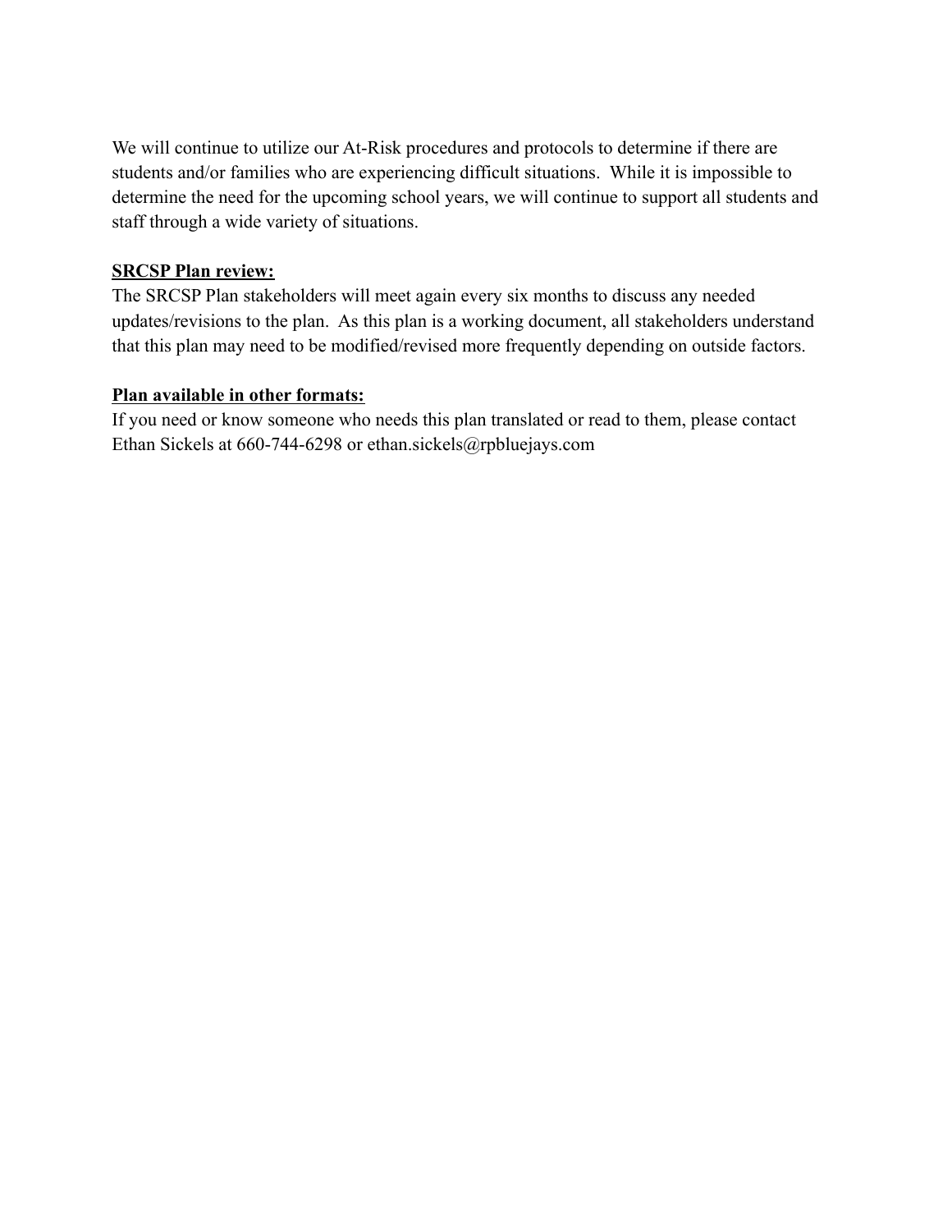We will continue to utilize our At-Risk procedures and protocols to determine if there are students and/or families who are experiencing difficult situations. While it is impossible to determine the need for the upcoming school years, we will continue to support all students and staff through a wide variety of situations.

**SRCSP Plan review:**

The SRCSP Plan stakeholders will meet again every six months to discuss any needed updates/revisions to the plan. As this plan is a working document, all stakeholders understand that this plan may need to be modified/revised more frequently depending on outside factors.

**Plan available in other formats:**

If you need or know someone who needs this plan translated or read to them, please contact Ethan Sickels at 660-744-6298 or ethan.sickels@rpbluejays.com